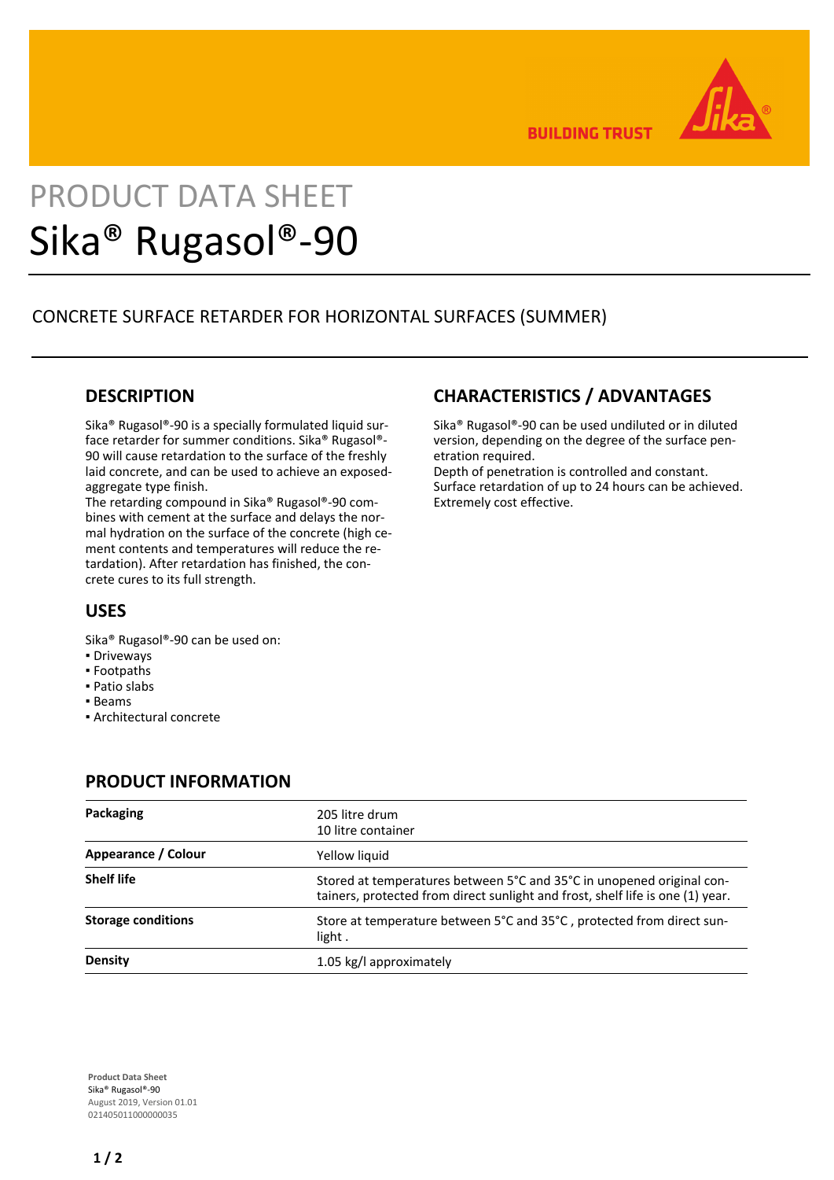# PRODUCT DATA SHEET

# Sika® Rugasol®-90

CONCRETE SURFACE RETARDER FOR HORIZONTAL SURFACES (SUMMER)

## DESCRIPTION

Sika® Rugasol®-90 is a specially formulated liquid surface retarder for summer conditions. Sika® Rugasol®-90 will cause retardation to the surface of the freshly laid concrete, and can be used to achieve an exposed-aggregate type finish.
The retarding compound in Sika® Rugasol®-90 combines with cement at the surface and delays the normal hydration on the surface of the concrete (high cement contents and temperatures will reduce the retardation). After retardation has finished, the concrete cures to its full strength.

## USES

Sika® Rugasol®-90 can be used on:

- Driveways
- Footpaths
- Patio slabs
- Beams
- Architectural concrete

## CHARACTERISTICS / ADVANTAGES

Sika® Rugasol®-90 can be used undiluted or in diluted version, depending on the degree of the surface penetration required.
Depth of penetration is controlled and constant.
Surface retardation of up to 24 hours can be achieved.
Extremely cost effective.

## PRODUCT INFORMATION

| | |
|---|---|
| **Packaging** | 205 litre drum<br>10 litre container |
| **Appearance / Colour** | Yellow liquid |
| **Shelf life** | Stored at temperatures between 5°C and 35°C in unopened original containers, protected from direct sunlight and frost, shelf life is one (1) year. |
| **Storage conditions** | Store at temperature between 5°C and 35°C , protected from direct sunlight . |
| **Density** | 1.05 kg/l approximately |

**Product Data Sheet**
Sika® Rugasol®-90
August 2019, Version 01.01
021405011000000035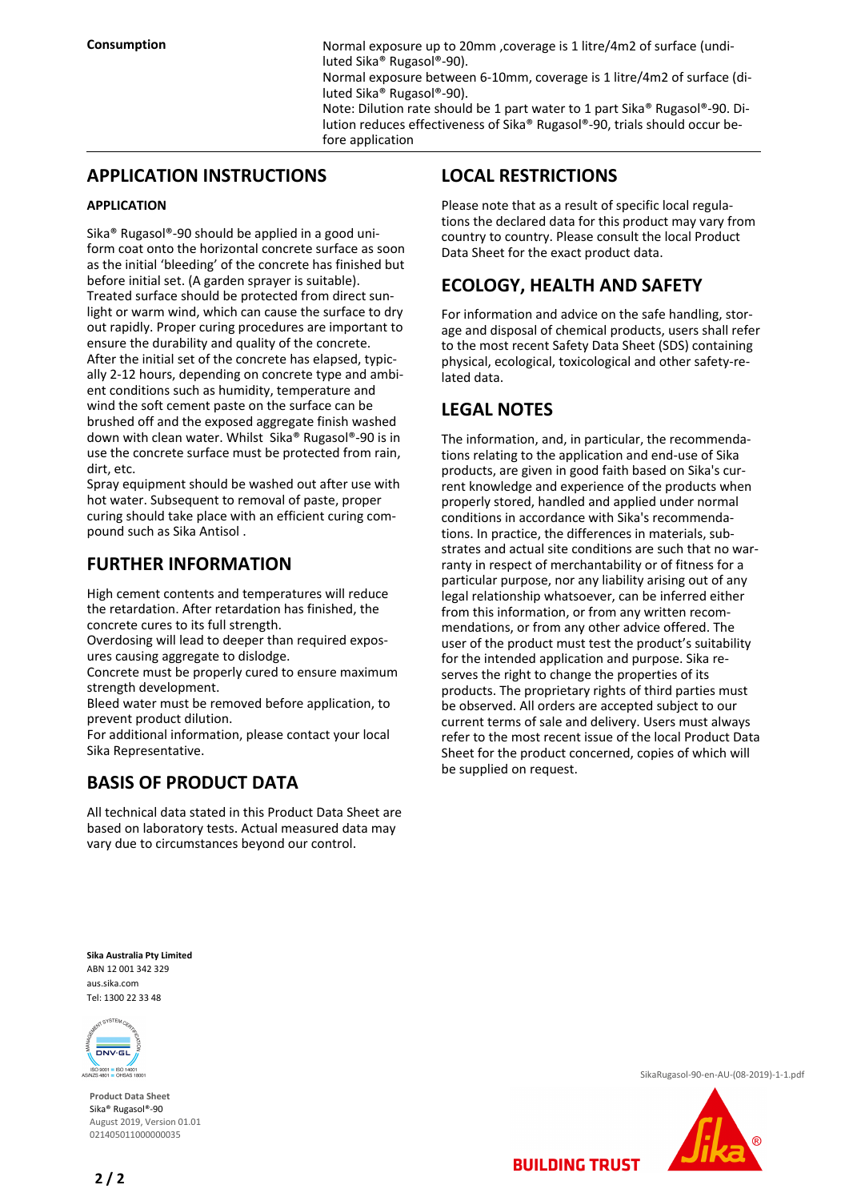| | |
|---|---|
| **Consumption** | Normal exposure up to 20mm ,coverage is 1 litre/4m2 of surface (undiluted Sika® Rugasol®-90).<br>Normal exposure between 6-10mm, coverage is 1 litre/4m2 of surface (diluted Sika® Rugasol®-90).<br>Note: Dilution rate should be 1 part water to 1 part Sika® Rugasol®-90. Dilution reduces effectiveness of Sika® Rugasol®-90, trials should occur before application |

## APPLICATION INSTRUCTIONS

### APPLICATION

Sika® Rugasol®-90 should be applied in a good uniform coat onto the horizontal concrete surface as soon as the initial 'bleeding' of the concrete has finished but before initial set. (A garden sprayer is suitable).
Treated surface should be protected from direct sunlight or warm wind, which can cause the surface to dry out rapidly. Proper curing procedures are important to ensure the durability and quality of the concrete.
After the initial set of the concrete has elapsed, typically 2-12 hours, depending on concrete type and ambient conditions such as humidity, temperature and wind the soft cement paste on the surface can be brushed off and the exposed aggregate finish washed down with clean water. Whilst Sika® Rugasol®-90 is in use the concrete surface must be protected from rain, dirt, etc.
Spray equipment should be washed out after use with hot water. Subsequent to removal of paste, proper curing should take place with an efficient curing compound such as Sika Antisol .

## FURTHER INFORMATION

High cement contents and temperatures will reduce the retardation. After retardation has finished, the concrete cures to its full strength.
Overdosing will lead to deeper than required exposures causing aggregate to dislodge.
Concrete must be properly cured to ensure maximum strength development.
Bleed water must be removed before application, to prevent product dilution.
For additional information, please contact your local Sika Representative.

## BASIS OF PRODUCT DATA

All technical data stated in this Product Data Sheet are based on laboratory tests. Actual measured data may vary due to circumstances beyond our control.

## LOCAL RESTRICTIONS

Please note that as a result of specific local regulations the declared data for this product may vary from country to country. Please consult the local Product Data Sheet for the exact product data.

## ECOLOGY, HEALTH AND SAFETY

For information and advice on the safe handling, storage and disposal of chemical products, users shall refer to the most recent Safety Data Sheet (SDS) containing physical, ecological, toxicological and other safety-related data.

## LEGAL NOTES

The information, and, in particular, the recommendations relating to the application and end-use of Sika products, are given in good faith based on Sika's current knowledge and experience of the products when properly stored, handled and applied under normal conditions in accordance with Sika's recommendations. In practice, the differences in materials, substrates and actual site conditions are such that no warranty in respect of merchantability or of fitness for a particular purpose, nor any liability arising out of any legal relationship whatsoever, can be inferred either from this information, or from any written recommendations, or from any other advice offered. The user of the product must test the product's suitability for the intended application and purpose. Sika reserves the right to change the properties of its products. The proprietary rights of third parties must be observed. All orders are accepted subject to our current terms of sale and delivery. Users must always refer to the most recent issue of the local Product Data Sheet for the product concerned, copies of which will be supplied on request.

**Sika Australia Pty Limited**
ABN 12 001 342 329
aus.sika.com
Tel: 1300 22 33 48

**Product Data Sheet**
Sika® Rugasol®-90
August 2019, Version 01.01
021405011000000035

SikaRugasol-90-en-AU-(08-2019)-1-1.pdf

**BUILDING TRUST**